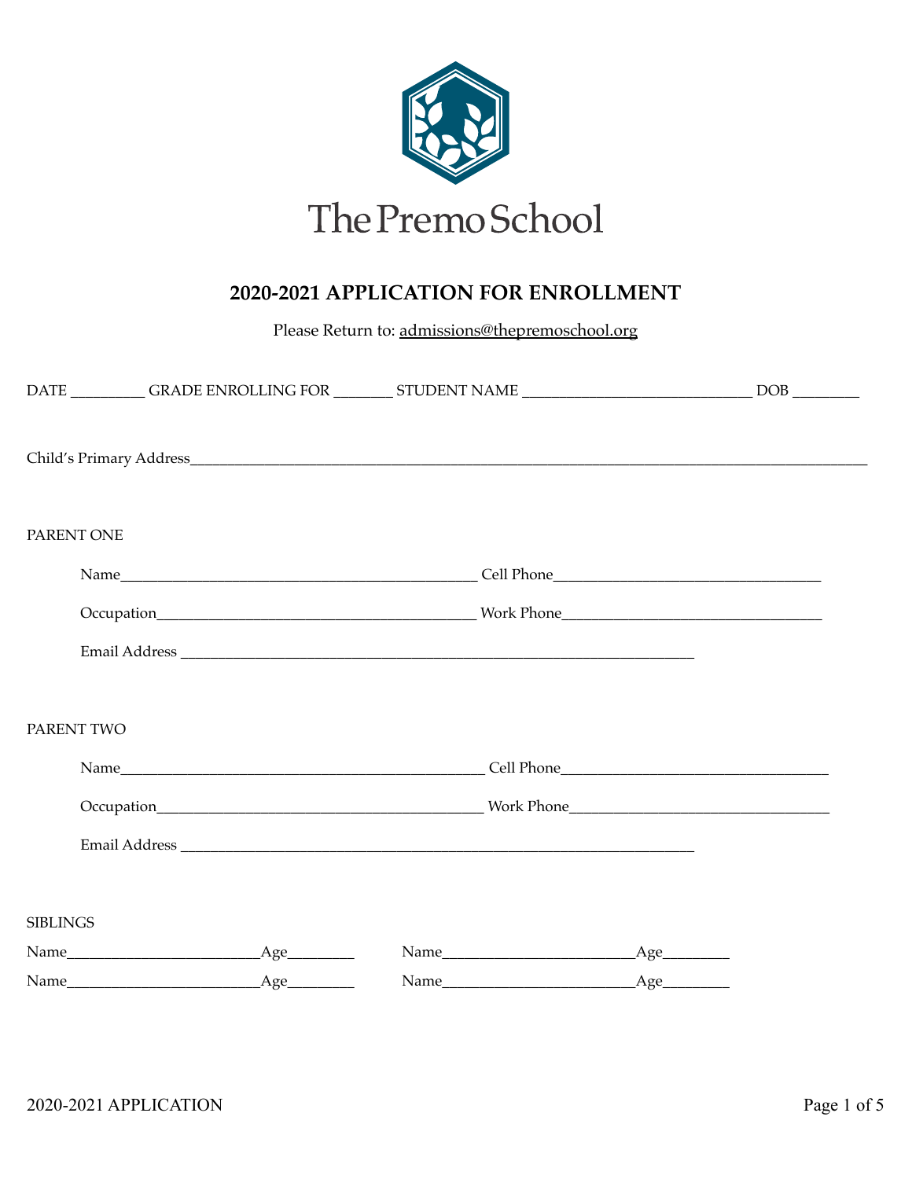The Premo School

# 2020-2021 APPLICATION FOR ENROLLMENT

Please Return to: admissions@thepremoschool.org

DATE _________ GRADE ENROLLING FOR _______ STUDENT NAME ____________________________ DOB ________

Child's Primary Address___________________________________________________________________________________

PARENT ONE

Name_____________________________________________ Cell Phone_________________________________

Occupation_______________________________________ Work Phone_________________________________

Email Address _______________________________________________________________

PARENT TWO

Name_____________________________________________ Cell Phone_________________________________

Occupation_______________________________________ Work Phone_________________________________

Email Address _______________________________________________________________

SIBLINGS

Name________________________Age________ Name________________________Age________

Name________________________Age________ Name________________________Age________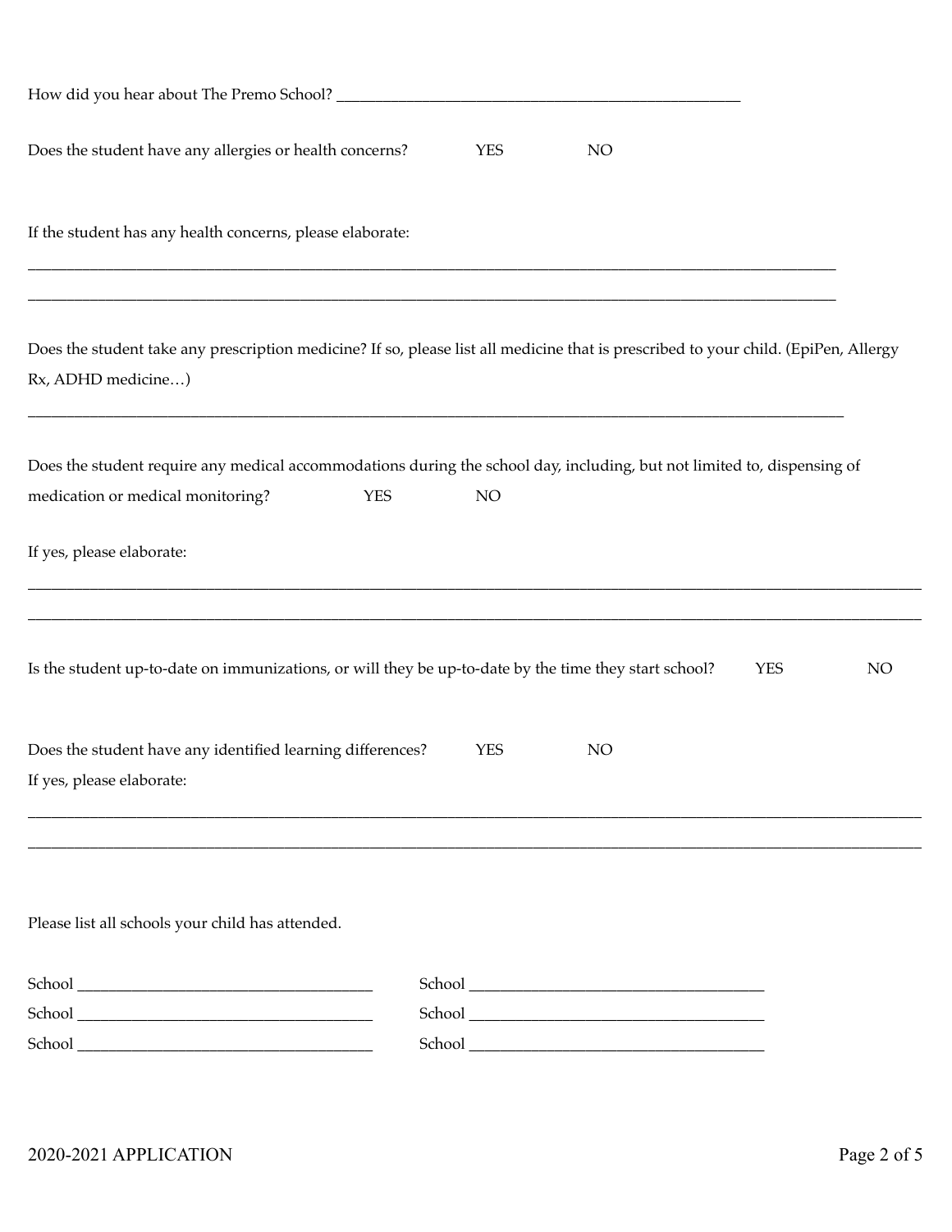How did you hear about The Premo School? ____________________________________________

Does the student have any allergies or health concerns? YES NO

If the student has any health concerns, please elaborate:

_____________________________________________________________________________________________

_____________________________________________________________________________________________

Does the student take any prescription medicine? If so, please list all medicine that is prescribed to your child. (EpiPen, Allergy Rx, ADHD medicine…)

_____________________________________________________________________________________________

Does the student require any medical accommodations during the school day, including, but not limited to, dispensing of medication or medical monitoring? YES NO

If yes, please elaborate:

_____________________________________________________________________________________________

_____________________________________________________________________________________________

Is the student up-to-date on immunizations, or will they be up-to-date by the time they start school? YES NO

Does the student have any identified learning differences? YES NO

If yes, please elaborate:

_____________________________________________________________________________________________

_____________________________________________________________________________________________

Please list all schools your child has attended.

School ________________________________ School ________________________________

School ________________________________ School ________________________________

School ________________________________ School ________________________________

2020-2021 APPLICATION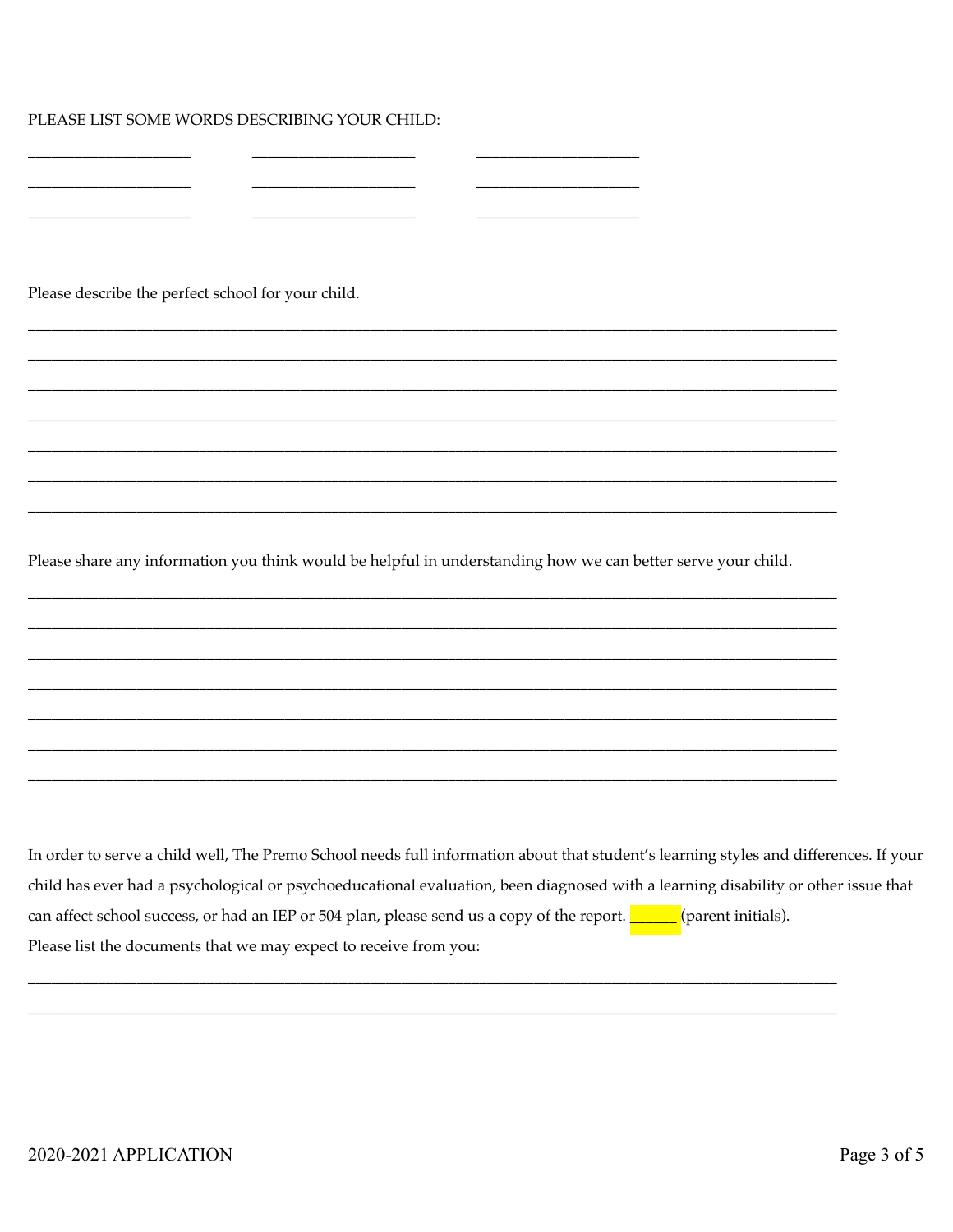PLEASE LIST SOME WORDS DESCRIBING YOUR CHILD:

____________________ ____________________ ____________________

____________________ ____________________ ____________________

____________________ ____________________ ____________________

Please describe the perfect school for your child.

____________________________________________________________________________________________________

____________________________________________________________________________________________________

____________________________________________________________________________________________________

____________________________________________________________________________________________________

____________________________________________________________________________________________________

____________________________________________________________________________________________________

____________________________________________________________________________________________________

Please share any information you think would be helpful in understanding how we can better serve your child.

____________________________________________________________________________________________________

____________________________________________________________________________________________________

____________________________________________________________________________________________________

____________________________________________________________________________________________________

____________________________________________________________________________________________________

____________________________________________________________________________________________________

____________________________________________________________________________________________________

In order to serve a child well, The Premo School needs full information about that student's learning styles and differences. If your child has ever had a psychological or psychoeducational evaluation, been diagnosed with a learning disability or other issue that can affect school success, or had an IEP or 504 plan, please send us a copy of the report. ______ (parent initials).

Please list the documents that we may expect to receive from you:

____________________________________________________________________________________________________

____________________________________________________________________________________________________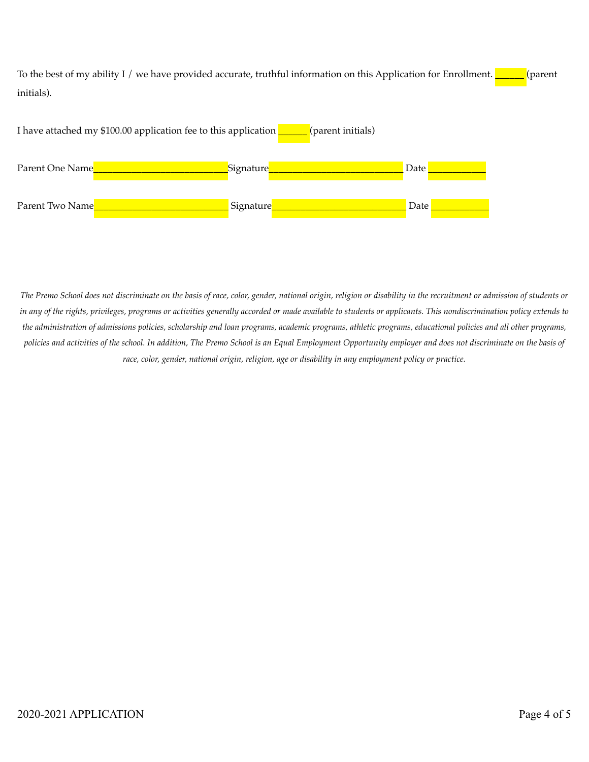To the best of my ability I / we have provided accurate, truthful information on this Application for Enrollment. ______ (parent initials).

I have attached my $100.00 application fee to this application ______ (parent initials)

Parent One Name__________________________Signature__________________________ Date ___________

Parent Two Name__________________________ Signature__________________________ Date ___________

*The Premo School does not discriminate on the basis of race, color, gender, national origin, religion or disability in the recruitment or admission of students or in any of the rights, privileges, programs or activities generally accorded or made available to students or applicants. This nondiscrimination policy extends to the administration of admissions policies, scholarship and loan programs, academic programs, athletic programs, educational policies and all other programs, policies and activities of the school. In addition, The Premo School is an Equal Employment Opportunity employer and does not discriminate on the basis of race, color, gender, national origin, religion, age or disability in any employment policy or practice.*

2020-2021 APPLICATION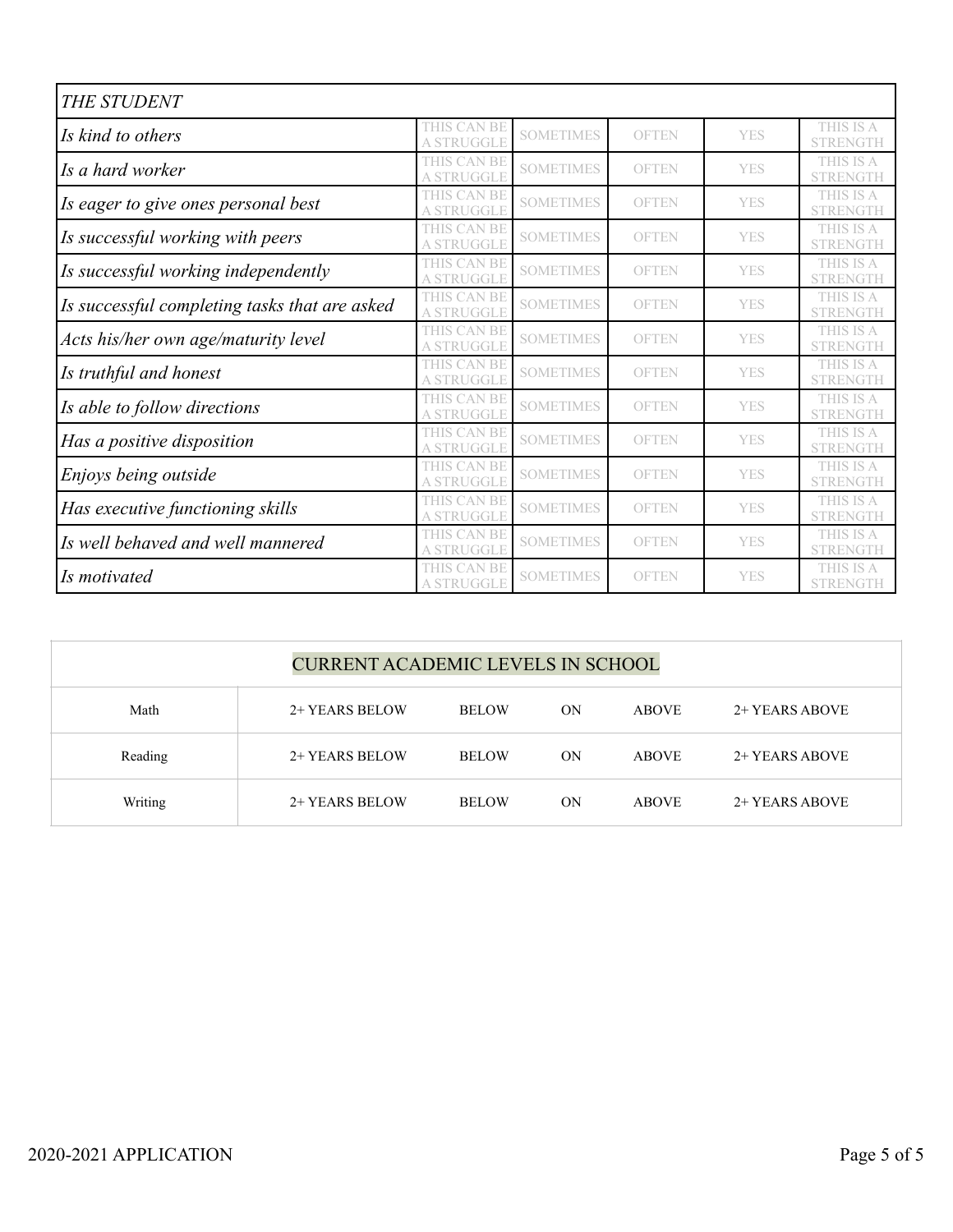| *THE STUDENT* | | | | | |
| --- | --- | --- | --- | --- | --- |
| *Is kind to others* | THIS CAN BE A STRUGGLE | SOMETIMES | OFTEN | YES | THIS IS A STRENGTH |
| *Is a hard worker* | THIS CAN BE A STRUGGLE | SOMETIMES | OFTEN | YES | THIS IS A STRENGTH |
| *Is eager to give ones personal best* | THIS CAN BE A STRUGGLE | SOMETIMES | OFTEN | YES | THIS IS A STRENGTH |
| *Is successful working with peers* | THIS CAN BE A STRUGGLE | SOMETIMES | OFTEN | YES | THIS IS A STRENGTH |
| *Is successful working independently* | THIS CAN BE A STRUGGLE | SOMETIMES | OFTEN | YES | THIS IS A STRENGTH |
| *Is successful completing tasks that are asked* | THIS CAN BE A STRUGGLE | SOMETIMES | OFTEN | YES | THIS IS A STRENGTH |
| *Acts his/her own age/maturity level* | THIS CAN BE A STRUGGLE | SOMETIMES | OFTEN | YES | THIS IS A STRENGTH |
| *Is truthful and honest* | THIS CAN BE A STRUGGLE | SOMETIMES | OFTEN | YES | THIS IS A STRENGTH |
| *Is able to follow directions* | THIS CAN BE A STRUGGLE | SOMETIMES | OFTEN | YES | THIS IS A STRENGTH |
| *Has a positive disposition* | THIS CAN BE A STRUGGLE | SOMETIMES | OFTEN | YES | THIS IS A STRENGTH |
| *Enjoys being outside* | THIS CAN BE A STRUGGLE | SOMETIMES | OFTEN | YES | THIS IS A STRENGTH |
| *Has executive functioning skills* | THIS CAN BE A STRUGGLE | SOMETIMES | OFTEN | YES | THIS IS A STRENGTH |
| *Is well behaved and well mannered* | THIS CAN BE A STRUGGLE | SOMETIMES | OFTEN | YES | THIS IS A STRENGTH |
| *Is motivated* | THIS CAN BE A STRUGGLE | SOMETIMES | OFTEN | YES | THIS IS A STRENGTH |

| CURRENT ACADEMIC LEVELS IN SCHOOL | | | | | |
| --- | --- | --- | --- | --- | --- |
| Math | 2+ YEARS BELOW | BELOW | ON | ABOVE | 2+ YEARS ABOVE |
| Reading | 2+ YEARS BELOW | BELOW | ON | ABOVE | 2+ YEARS ABOVE |
| Writing | 2+ YEARS BELOW | BELOW | ON | ABOVE | 2+ YEARS ABOVE |